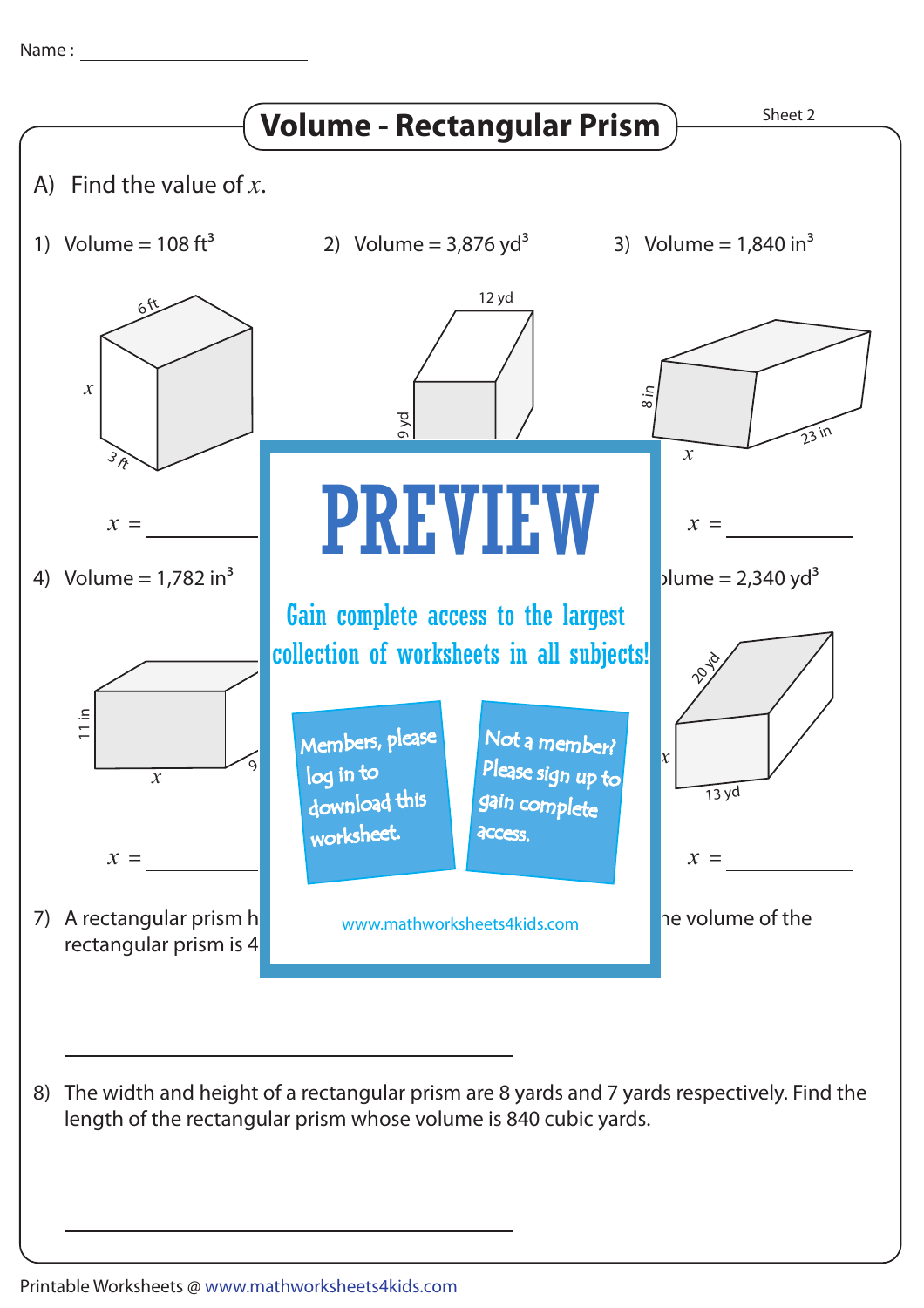Name : ____________________

# Volume - Rectangular Prism

Sheet 2

A) Find the value of $x$.

1) Volume = 108 ft$^3$

6 ft

$x$

3 ft

$x$ = ________

2) Volume = 3,876 yd$^3$

12 yd

9 yd

3) Volume = 1,840 in$^3$

8 in

23 in

$x$

$x$ = ________

4) Volume = 1,782 in$^3$

11 in

$x$

9

$x$ = ________

olume = 2,340 yd$^3$

20 yd

$x$

13 yd

$x$ = ________

PREVIEW

Gain complete access to the largest collection of worksheets in all subjects!

Members, please log in to download this worksheet.

Not a member? Please sign up to gain complete access.

www.mathworksheets4kids.com

7) A rectangular prism h                                        he volume of the rectangular prism is 4

______________________________

8) The width and height of a rectangular prism are 8 yards and 7 yards respectively. Find the length of the rectangular prism whose volume is 840 cubic yards.

______________________________

Printable Worksheets @ www.mathworksheets4kids.com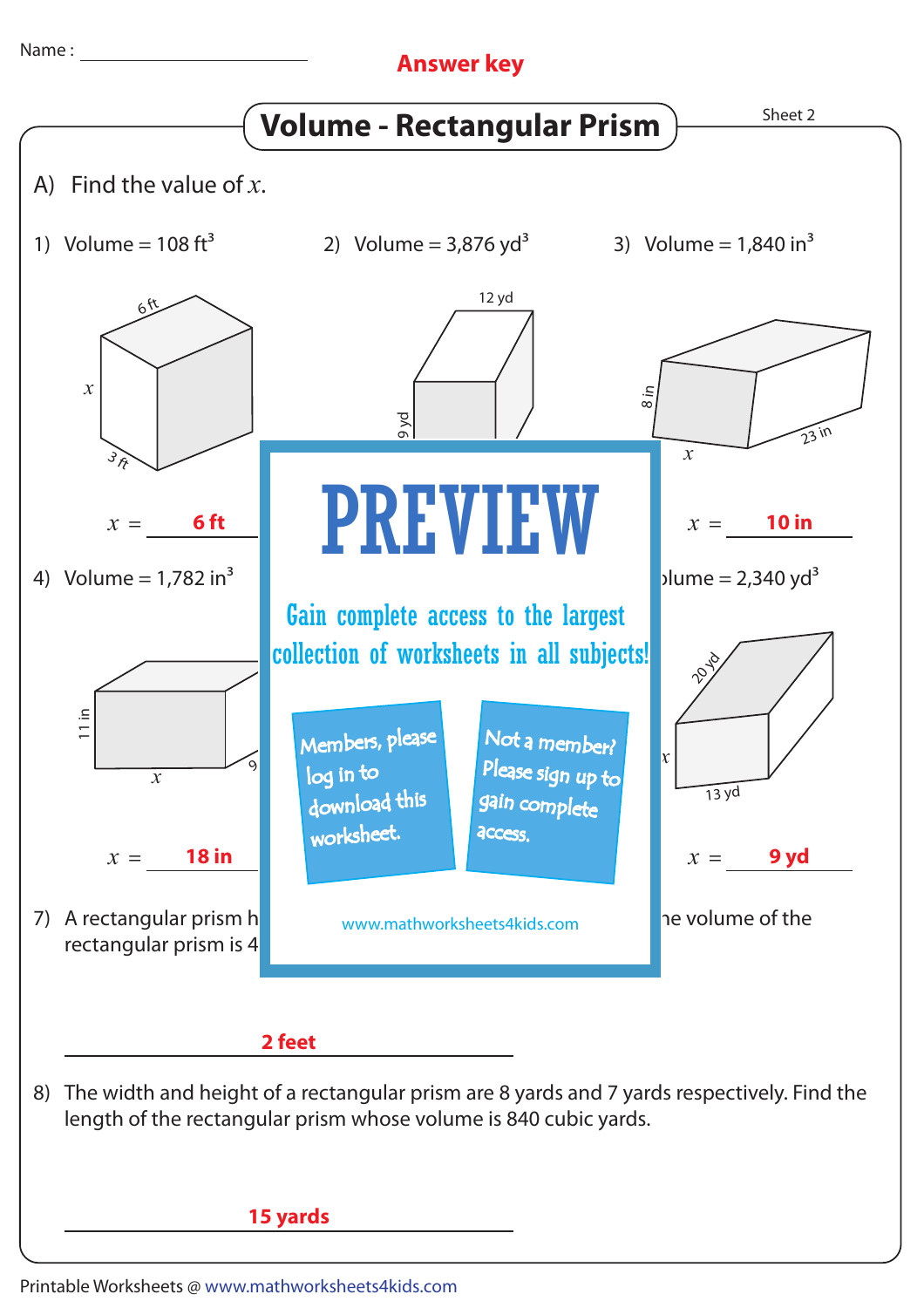Name : ______________________

**Answer key**

# Volume - Rectangular Prism

Sheet 2

A) Find the value of $x$.

1) Volume = 108 ft$^3$

6 ft

$x$

3 ft

$x$ = **6 ft**

2) Volume = 3,876 yd$^3$

12 yd

9 yd

3) Volume = 1,840 in$^3$

8 in

23 in

$x$

$x$ = **10 in**

4) Volume = 1,782 in$^3$

11 in

$x$

9

$x$ = **18 in**

...lume = 2,340 yd$^3$

20 yd

$x$

13 yd

$x$ = **9 yd**

PREVIEW

Gain complete access to the largest collection of worksheets in all subjects!

Members, please log in to download this worksheet.

Not a member? Please sign up to gain complete access.

www.mathworksheets4kids.com

7) A rectangular prism h... ...he volume of the rectangular prism is 4...

**2 feet**

8) The width and height of a rectangular prism are 8 yards and 7 yards respectively. Find the length of the rectangular prism whose volume is 840 cubic yards.

**15 yards**

Printable Worksheets @ www.mathworksheets4kids.com